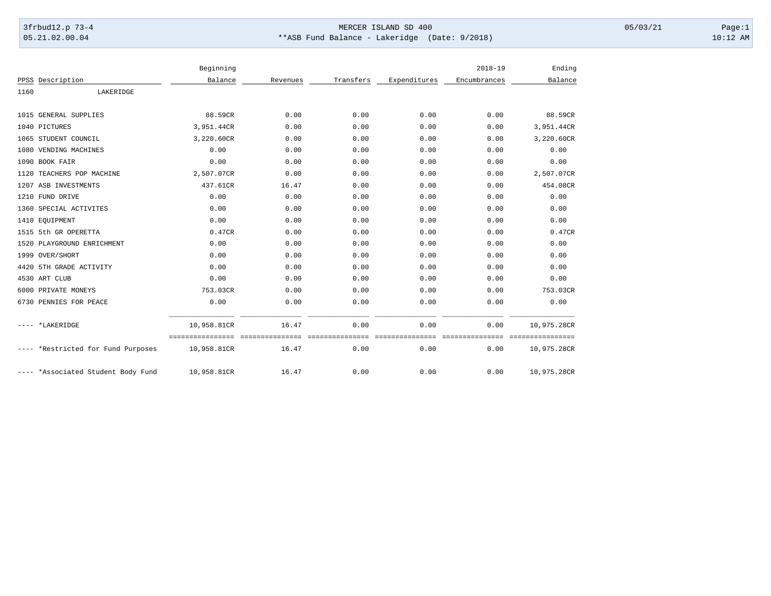3frbud12.p 73-4 | MERCER ISLAND SD 400 | 05/03/21

05.21.02.00.04 | **ASB Fund Balance - Lakeridge (Date: 9/2018) | 10:12 AM

| PPSS | Description | Beginning Balance | Revenues | Transfers | Expenditures | 2018-19 Encumbrances | Ending Balance |
|---|---|---|---|---|---|---|---|
| 1160 | LAKERIDGE | | | | | | |
| 1015 | GENERAL SUPPLIES | 88.59CR | 0.00 | 0.00 | 0.00 | 0.00 | 88.59CR |
| 1040 | PICTURES | 3,951.44CR | 0.00 | 0.00 | 0.00 | 0.00 | 3,951.44CR |
| 1065 | STUDENT COUNCIL | 3,220.60CR | 0.00 | 0.00 | 0.00 | 0.00 | 3,220.60CR |
| 1080 | VENDING MACHINES | 0.00 | 0.00 | 0.00 | 0.00 | 0.00 | 0.00 |
| 1090 | BOOK FAIR | 0.00 | 0.00 | 0.00 | 0.00 | 0.00 | 0.00 |
| 1120 | TEACHERS POP MACHINE | 2,507.07CR | 0.00 | 0.00 | 0.00 | 0.00 | 2,507.07CR |
| 1207 | ASB INVESTMENTS | 437.61CR | 16.47 | 0.00 | 0.00 | 0.00 | 454.08CR |
| 1210 | FUND DRIVE | 0.00 | 0.00 | 0.00 | 0.00 | 0.00 | 0.00 |
| 1360 | SPECIAL ACTIVITES | 0.00 | 0.00 | 0.00 | 0.00 | 0.00 | 0.00 |
| 1410 | EQUIPMENT | 0.00 | 0.00 | 0.00 | 0.00 | 0.00 | 0.00 |
| 1515 | 5th GR OPERETTA | 0.47CR | 0.00 | 0.00 | 0.00 | 0.00 | 0.47CR |
| 1520 | PLAYGROUND ENRICHMENT | 0.00 | 0.00 | 0.00 | 0.00 | 0.00 | 0.00 |
| 1999 | OVER/SHORT | 0.00 | 0.00 | 0.00 | 0.00 | 0.00 | 0.00 |
| 4420 | 5TH GRADE ACTIVITY | 0.00 | 0.00 | 0.00 | 0.00 | 0.00 | 0.00 |
| 4530 | ART CLUB | 0.00 | 0.00 | 0.00 | 0.00 | 0.00 | 0.00 |
| 6000 | PRIVATE MONEYS | 753.03CR | 0.00 | 0.00 | 0.00 | 0.00 | 753.03CR |
| 6730 | PENNIES FOR PEACE | 0.00 | 0.00 | 0.00 | 0.00 | 0.00 | 0.00 |
| ---- | *LAKERIDGE | 10,958.81CR | 16.47 | 0.00 | 0.00 | 0.00 | 10,975.28CR |
| ---- | *Restricted for Fund Purposes | 10,958.81CR | 16.47 | 0.00 | 0.00 | 0.00 | 10,975.28CR |
| ---- | *Associated Student Body Fund | 10,958.81CR | 16.47 | 0.00 | 0.00 | 0.00 | 10,975.28CR |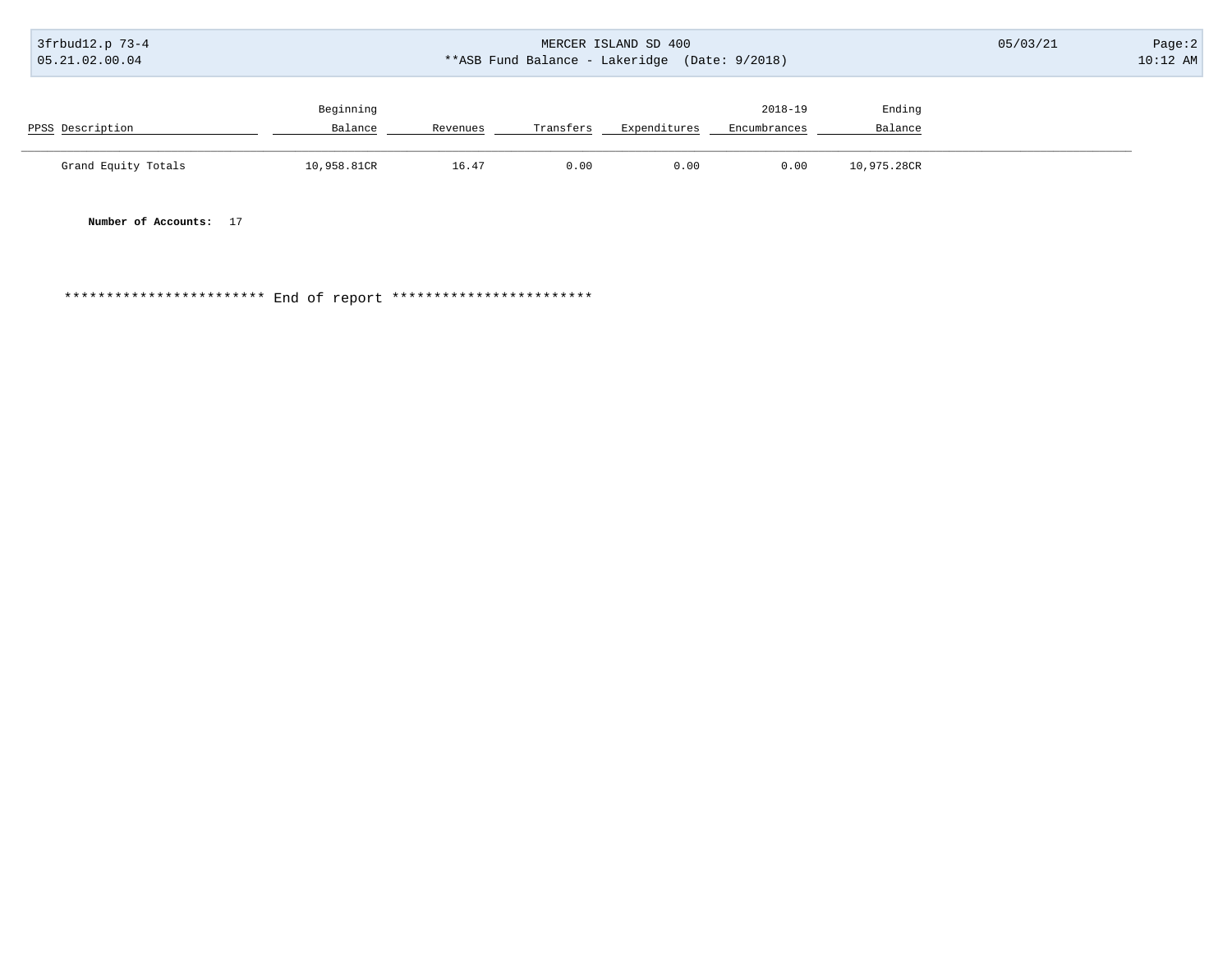| PPSS | Description | Beginning Balance | Revenues | Transfers | Expenditures | 2018-19 Encumbrances | Ending Balance |
|---|---|---|---|---|---|---|---|
| | Grand Equity Totals | 10,958.81CR | 16.47 | 0.00 | 0.00 | 0.00 | 10,975.28CR |

**Number of Accounts:** 17

************************ End of report ************************